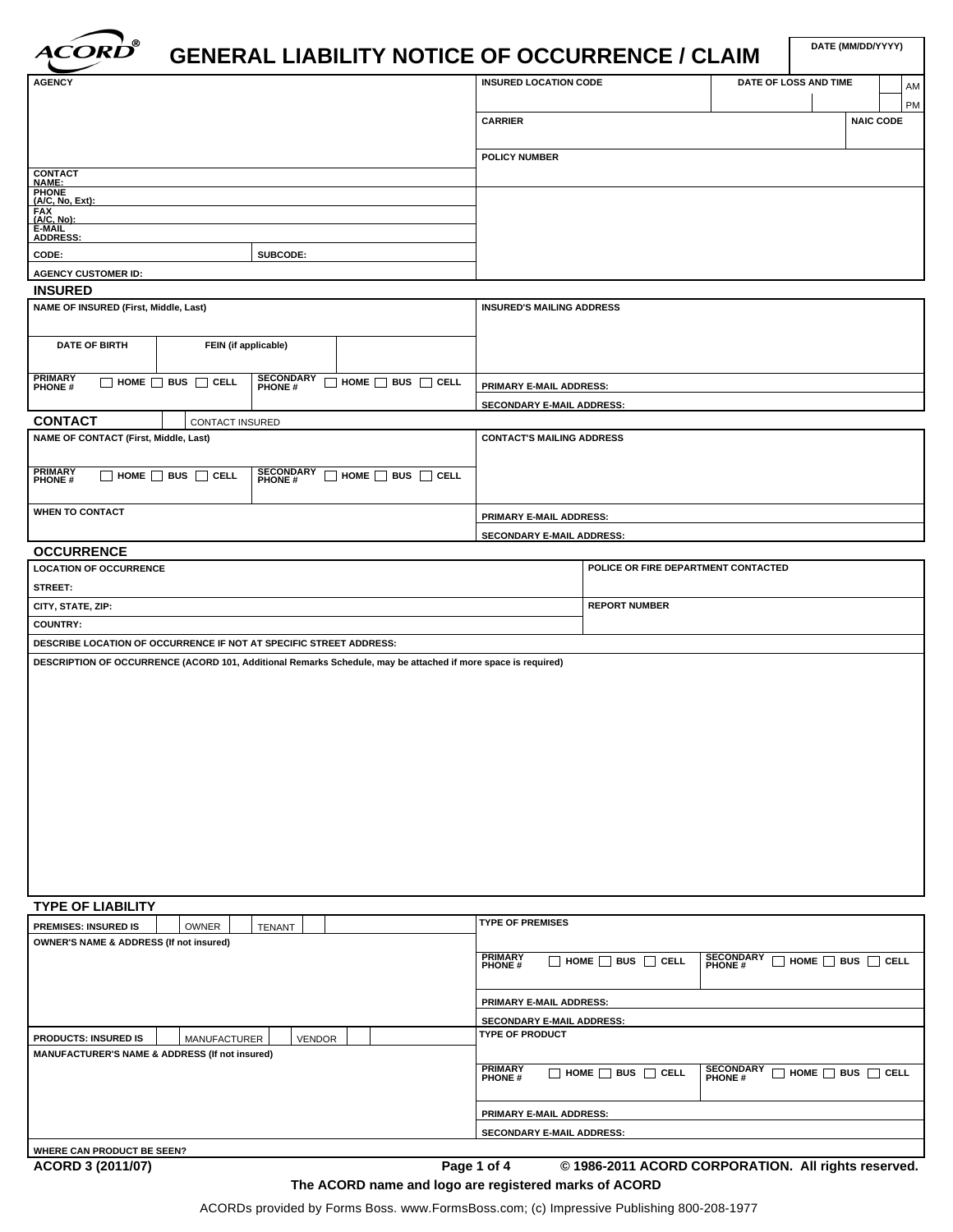# ACORD® GENERAL LIABILITY NOTICE OF OCCURRENCE / CLAIM

| DATE (MM/DD/YYYY) |
|---|
| |

| AGENCY | INSURED LOCATION CODE | DATE OF LOSS AND TIME | AM / PM |
|---|---|---|---|
| | CARRIER | NAIC CODE | |
| | POLICY NUMBER | | |
| CONTACT NAME: | | | |
| PHONE (A/C, No, Ext): | | | |
| FAX (A/C, No): | | | |
| E-MAIL ADDRESS: | | | |
| CODE: / SUBCODE: | | | |
| AGENCY CUSTOMER ID: | | | |

## INSURED

| NAME OF INSURED (First, Middle, Last) | | | INSURED'S MAILING ADDRESS |
|---|---|---|---|
| DATE OF BIRTH | FEIN (if applicable) | | |
| PRIMARY PHONE # ☐ HOME ☐ BUS ☐ CELL | SECONDARY PHONE # ☐ HOME ☐ BUS ☐ CELL | | PRIMARY E-MAIL ADDRESS: |
| | | | SECONDARY E-MAIL ADDRESS: |

## CONTACT ☐ CONTACT INSURED

| NAME OF CONTACT (First, Middle, Last) | | CONTACT'S MAILING ADDRESS |
|---|---|---|
| PRIMARY PHONE # ☐ HOME ☐ BUS ☐ CELL | SECONDARY PHONE # ☐ HOME ☐ BUS ☐ CELL | |
| WHEN TO CONTACT | | PRIMARY E-MAIL ADDRESS: |
| | | SECONDARY E-MAIL ADDRESS: |

## OCCURRENCE

| LOCATION OF OCCURRENCE | POLICE OR FIRE DEPARTMENT CONTACTED |
|---|---|
| STREET: | |
| CITY, STATE, ZIP: | REPORT NUMBER |
| COUNTRY: | |
| DESCRIBE LOCATION OF OCCURRENCE IF NOT AT SPECIFIC STREET ADDRESS: | |
| DESCRIPTION OF OCCURRENCE (ACORD 101, Additional Remarks Schedule, may be attached if more space is required) | |

## TYPE OF LIABILITY

| PREMISES: INSURED IS ☐ OWNER ☐ TENANT ☐ | TYPE OF PREMISES | |
|---|---|---|
| OWNER'S NAME & ADDRESS (If not insured) | PRIMARY PHONE # ☐ HOME ☐ BUS ☐ CELL | SECONDARY PHONE # ☐ HOME ☐ BUS ☐ CELL |
| | PRIMARY E-MAIL ADDRESS: | |
| | SECONDARY E-MAIL ADDRESS: | |
| PRODUCTS: INSURED IS ☐ MANUFACTURER ☐ VENDOR ☐ | TYPE OF PRODUCT | |
| MANUFACTURER'S NAME & ADDRESS (If not insured) | PRIMARY PHONE # ☐ HOME ☐ BUS ☐ CELL | SECONDARY PHONE # ☐ HOME ☐ BUS ☐ CELL |
| | PRIMARY E-MAIL ADDRESS: | |
| | SECONDARY E-MAIL ADDRESS: | |
| WHERE CAN PRODUCT BE SEEN? | | |

ACORD 3 (2011/07) © 1986-2011 ACORD CORPORATION. All rights reserved.

The ACORD name and logo are registered marks of ACORD

ACORDs provided by Forms Boss. www.FormsBoss.com; (c) Impressive Publishing 800-208-1977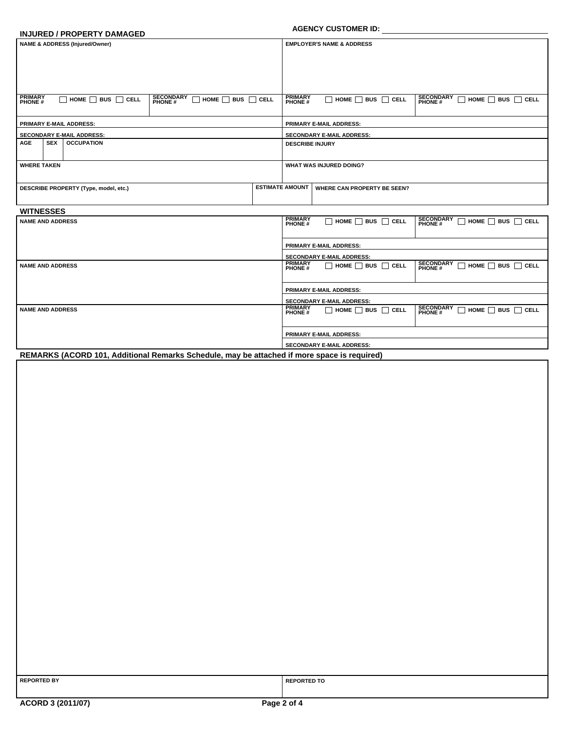**AGENCY CUSTOMER ID:** ____________________

## INJURED / PROPERTY DAMAGED

| NAME & ADDRESS (Injured/Owner) | | EMPLOYER'S NAME & ADDRESS | |
|---|---|---|---|
| | | | |
| PRIMARY PHONE # ☐ HOME ☐ BUS ☐ CELL | SECONDARY PHONE # ☐ HOME ☐ BUS ☐ CELL | PRIMARY PHONE # ☐ HOME ☐ BUS ☐ CELL | SECONDARY PHONE # ☐ HOME ☐ BUS ☐ CELL |
| PRIMARY E-MAIL ADDRESS: | | PRIMARY E-MAIL ADDRESS: | |
| SECONDARY E-MAIL ADDRESS: | | SECONDARY E-MAIL ADDRESS: | |

| AGE | SEX | OCCUPATION | DESCRIBE INJURY |
|---|---|---|---|
| | | | |

| WHERE TAKEN | WHAT WAS INJURED DOING? |
|---|---|
| | |

| DESCRIBE PROPERTY (Type, model, etc.) | ESTIMATE AMOUNT | WHERE CAN PROPERTY BE SEEN? |
|---|---|---|
| | | |

## WITNESSES

| NAME AND ADDRESS | PRIMARY PHONE # ☐ HOME ☐ BUS ☐ CELL | SECONDARY PHONE # ☐ HOME ☐ BUS ☐ CELL |
|---|---|---|
| | PRIMARY E-MAIL ADDRESS: | |
| | SECONDARY E-MAIL ADDRESS: | |
| NAME AND ADDRESS | PRIMARY PHONE # ☐ HOME ☐ BUS ☐ CELL | SECONDARY PHONE # ☐ HOME ☐ BUS ☐ CELL |
| | PRIMARY E-MAIL ADDRESS: | |
| | SECONDARY E-MAIL ADDRESS: | |
| NAME AND ADDRESS | PRIMARY PHONE # ☐ HOME ☐ BUS ☐ CELL | SECONDARY PHONE # ☐ HOME ☐ BUS ☐ CELL |
| | PRIMARY E-MAIL ADDRESS: | |
| | SECONDARY E-MAIL ADDRESS: | |

## REMARKS (ACORD 101, Additional Remarks Schedule, may be attached if more space is required)

| REPORTED BY | REPORTED TO |
|---|---|
| | |

ACORD 3 (2011/07)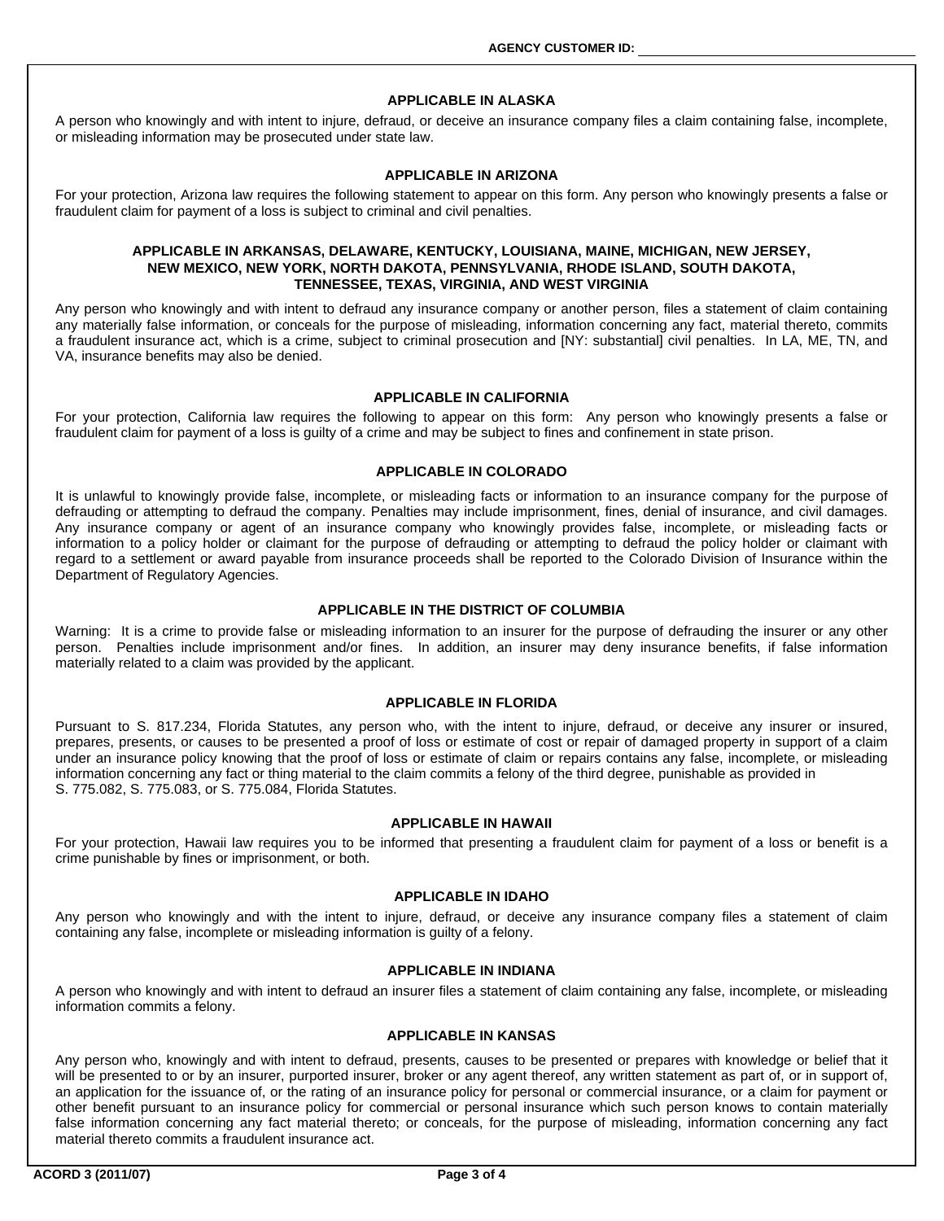AGENCY CUSTOMER ID:

### APPLICABLE IN ALASKA

A person who knowingly and with intent to injure, defraud, or deceive an insurance company files a claim containing false, incomplete, or misleading information may be prosecuted under state law.

### APPLICABLE IN ARIZONA

For your protection, Arizona law requires the following statement to appear on this form. Any person who knowingly presents a false or fraudulent claim for payment of a loss is subject to criminal and civil penalties.

### APPLICABLE IN ARKANSAS, DELAWARE, KENTUCKY, LOUISIANA, MAINE, MICHIGAN, NEW JERSEY, NEW MEXICO, NEW YORK, NORTH DAKOTA, PENNSYLVANIA, RHODE ISLAND, SOUTH DAKOTA, TENNESSEE, TEXAS, VIRGINIA, AND WEST VIRGINIA

Any person who knowingly and with intent to defraud any insurance company or another person, files a statement of claim containing any materially false information, or conceals for the purpose of misleading, information concerning any fact, material thereto, commits a fraudulent insurance act, which is a crime, subject to criminal prosecution and [NY: substantial] civil penalties. In LA, ME, TN, and VA, insurance benefits may also be denied.

### APPLICABLE IN CALIFORNIA

For your protection, California law requires the following to appear on this form: Any person who knowingly presents a false or fraudulent claim for payment of a loss is guilty of a crime and may be subject to fines and confinement in state prison.

### APPLICABLE IN COLORADO

It is unlawful to knowingly provide false, incomplete, or misleading facts or information to an insurance company for the purpose of defrauding or attempting to defraud the company. Penalties may include imprisonment, fines, denial of insurance, and civil damages. Any insurance company or agent of an insurance company who knowingly provides false, incomplete, or misleading facts or information to a policy holder or claimant for the purpose of defrauding or attempting to defraud the policy holder or claimant with regard to a settlement or award payable from insurance proceeds shall be reported to the Colorado Division of Insurance within the Department of Regulatory Agencies.

### APPLICABLE IN THE DISTRICT OF COLUMBIA

Warning: It is a crime to provide false or misleading information to an insurer for the purpose of defrauding the insurer or any other person. Penalties include imprisonment and/or fines. In addition, an insurer may deny insurance benefits, if false information materially related to a claim was provided by the applicant.

### APPLICABLE IN FLORIDA

Pursuant to S. 817.234, Florida Statutes, any person who, with the intent to injure, defraud, or deceive any insurer or insured, prepares, presents, or causes to be presented a proof of loss or estimate of cost or repair of damaged property in support of a claim under an insurance policy knowing that the proof of loss or estimate of claim or repairs contains any false, incomplete, or misleading information concerning any fact or thing material to the claim commits a felony of the third degree, punishable as provided in S. 775.082, S. 775.083, or S. 775.084, Florida Statutes.

### APPLICABLE IN HAWAII

For your protection, Hawaii law requires you to be informed that presenting a fraudulent claim for payment of a loss or benefit is a crime punishable by fines or imprisonment, or both.

### APPLICABLE IN IDAHO

Any person who knowingly and with the intent to injure, defraud, or deceive any insurance company files a statement of claim containing any false, incomplete or misleading information is guilty of a felony.

### APPLICABLE IN INDIANA

A person who knowingly and with intent to defraud an insurer files a statement of claim containing any false, incomplete, or misleading information commits a felony.

### APPLICABLE IN KANSAS

Any person who, knowingly and with intent to defraud, presents, causes to be presented or prepares with knowledge or belief that it will be presented to or by an insurer, purported insurer, broker or any agent thereof, any written statement as part of, or in support of, an application for the issuance of, or the rating of an insurance policy for personal or commercial insurance, or a claim for payment or other benefit pursuant to an insurance policy for commercial or personal insurance which such person knows to contain materially false information concerning any fact material thereto; or conceals, for the purpose of misleading, information concerning any fact material thereto commits a fraudulent insurance act.

ACORD 3 (2011/07)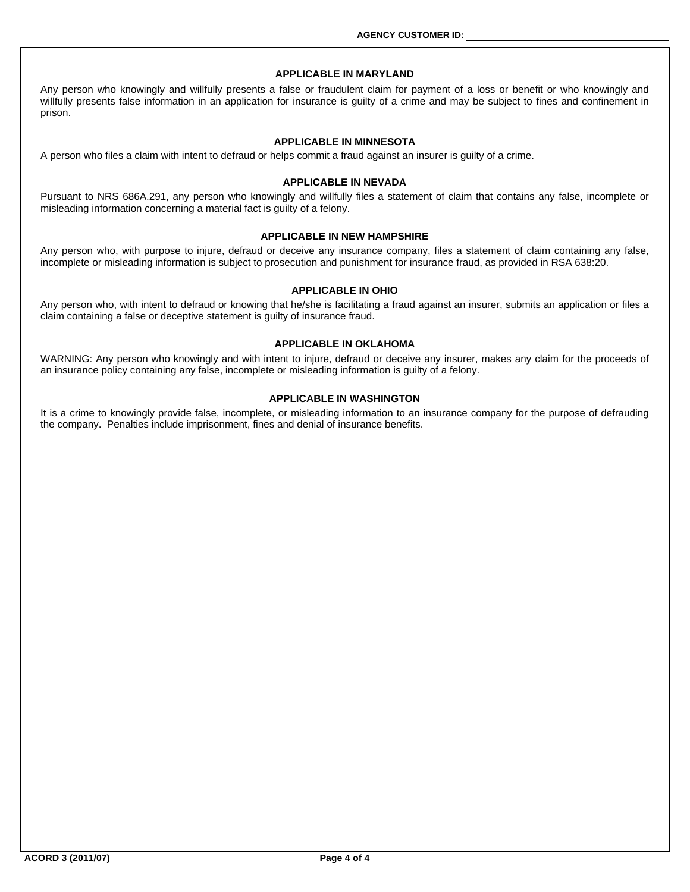AGENCY CUSTOMER ID:

### APPLICABLE IN MARYLAND

Any person who knowingly and willfully presents a false or fraudulent claim for payment of a loss or benefit or who knowingly and willfully presents false information in an application for insurance is guilty of a crime and may be subject to fines and confinement in prison.

### APPLICABLE IN MINNESOTA

A person who files a claim with intent to defraud or helps commit a fraud against an insurer is guilty of a crime.

### APPLICABLE IN NEVADA

Pursuant to NRS 686A.291, any person who knowingly and willfully files a statement of claim that contains any false, incomplete or misleading information concerning a material fact is guilty of a felony.

### APPLICABLE IN NEW HAMPSHIRE

Any person who, with purpose to injure, defraud or deceive any insurance company, files a statement of claim containing any false, incomplete or misleading information is subject to prosecution and punishment for insurance fraud, as provided in RSA 638:20.

### APPLICABLE IN OHIO

Any person who, with intent to defraud or knowing that he/she is facilitating a fraud against an insurer, submits an application or files a claim containing a false or deceptive statement is guilty of insurance fraud.

### APPLICABLE IN OKLAHOMA

WARNING: Any person who knowingly and with intent to injure, defraud or deceive any insurer, makes any claim for the proceeds of an insurance policy containing any false, incomplete or misleading information is guilty of a felony.

### APPLICABLE IN WASHINGTON

It is a crime to knowingly provide false, incomplete, or misleading information to an insurance company for the purpose of defrauding the company. Penalties include imprisonment, fines and denial of insurance benefits.

ACORD 3 (2011/07)